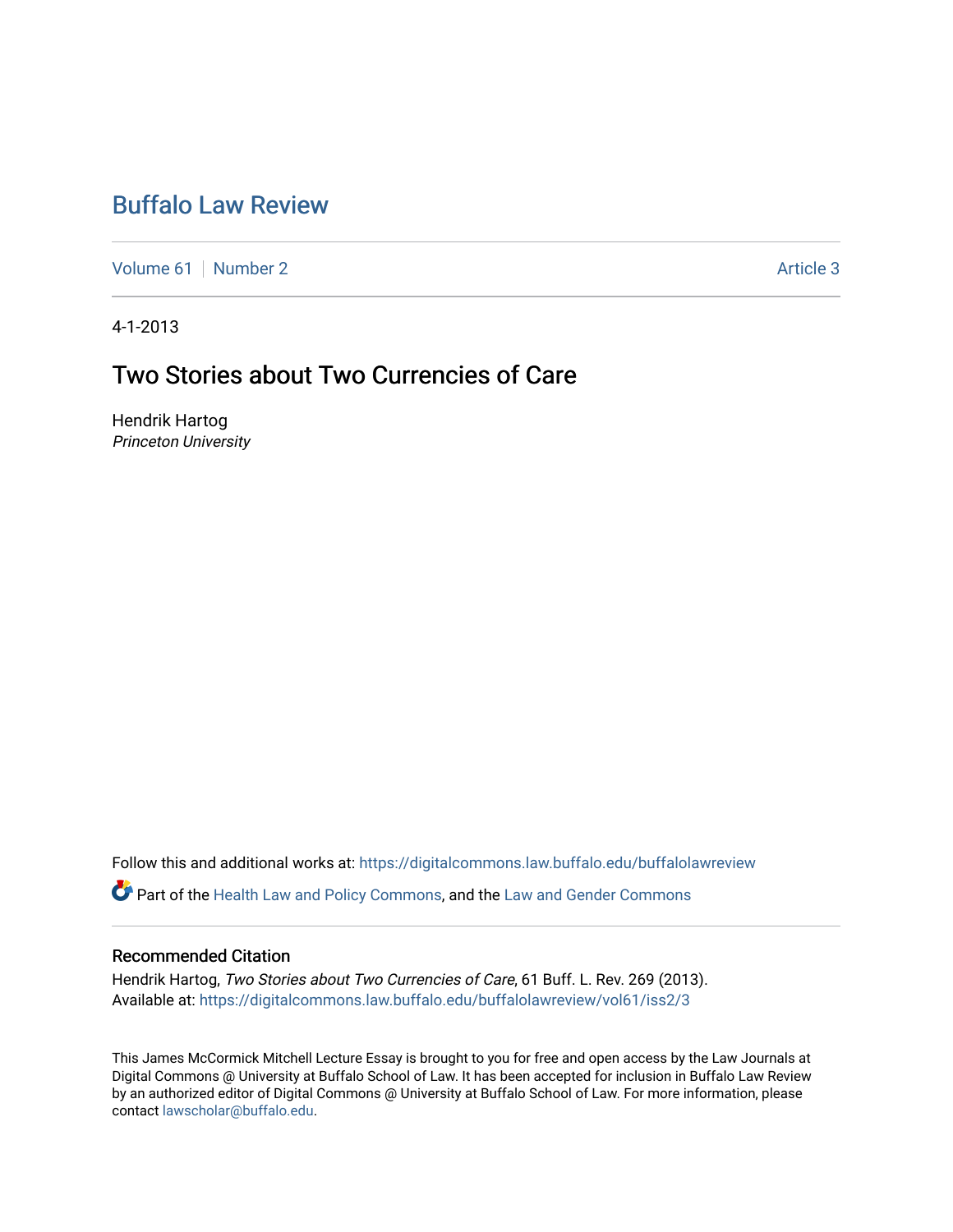# Buffalo Law Review

Volume 61 | Number 2 | Article 3

4-1-2013

## Two Stories about Two Currencies of Care

Hendrik Hartog
*Princeton University*

Follow this and additional works at: https://digitalcommons.law.buffalo.edu/buffalolawreview

Part of the Health Law and Policy Commons, and the Law and Gender Commons

### Recommended Citation

Hendrik Hartog, *Two Stories about Two Currencies of Care*, 61 Buff. L. Rev. 269 (2013).
Available at: https://digitalcommons.law.buffalo.edu/buffalolawreview/vol61/iss2/3

This James McCormick Mitchell Lecture Essay is brought to you for free and open access by the Law Journals at Digital Commons @ University at Buffalo School of Law. It has been accepted for inclusion in Buffalo Law Review by an authorized editor of Digital Commons @ University at Buffalo School of Law. For more information, please contact lawscholar@buffalo.edu.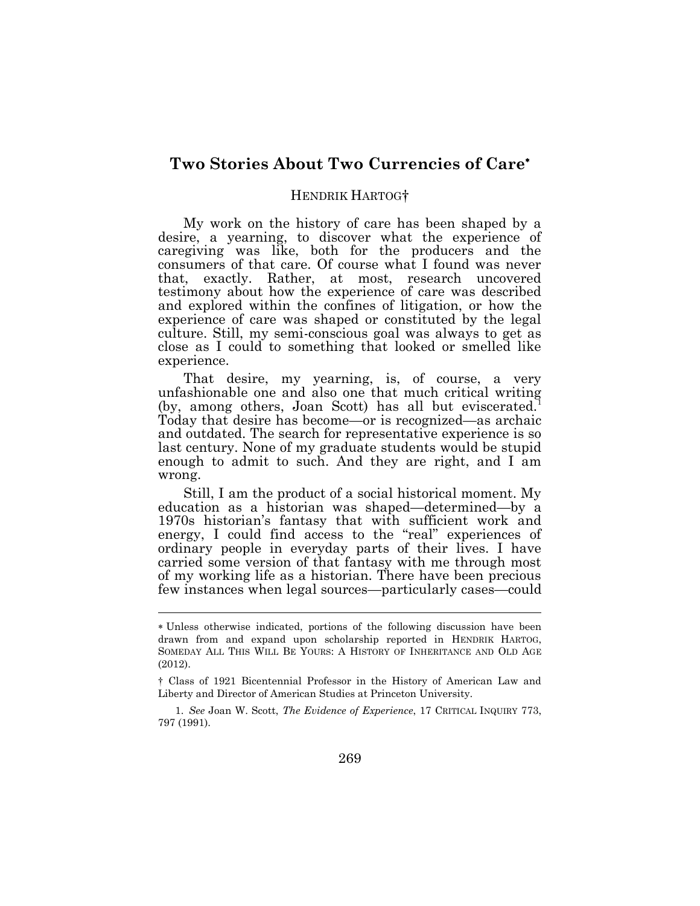# Two Stories About Two Currencies of Care*

HENDRIK HARTOG†

My work on the history of care has been shaped by a desire, a yearning, to discover what the experience of caregiving was like, both for the producers and the consumers of that care. Of course what I found was never that, exactly. Rather, at most, research uncovered testimony about how the experience of care was described and explored within the confines of litigation, or how the experience of care was shaped or constituted by the legal culture. Still, my semi-conscious goal was always to get as close as I could to something that looked or smelled like experience.

That desire, my yearning, is, of course, a very unfashionable one and also one that much critical writing (by, among others, Joan Scott) has all but eviscerated.[1] Today that desire has become—or is recognized—as archaic and outdated. The search for representative experience is so last century. None of my graduate students would be stupid enough to admit to such. And they are right, and I am wrong.

Still, I am the product of a social historical moment. My education as a historian was shaped—determined—by a 1970s historian's fantasy that with sufficient work and energy, I could find access to the "real" experiences of ordinary people in everyday parts of their lives. I have carried some version of that fantasy with me through most of my working life as a historian. There have been precious few instances when legal sources—particularly cases—could

---

* Unless otherwise indicated, portions of the following discussion have been drawn from and expand upon scholarship reported in HENDRIK HARTOG, SOMEDAY ALL THIS WILL BE YOURS: A HISTORY OF INHERITANCE AND OLD AGE (2012).

† Class of 1921 Bicentennial Professor in the History of American Law and Liberty and Director of American Studies at Princeton University.

1. *See* Joan W. Scott, *The Evidence of Experience*, 17 CRITICAL INQUIRY 773, 797 (1991).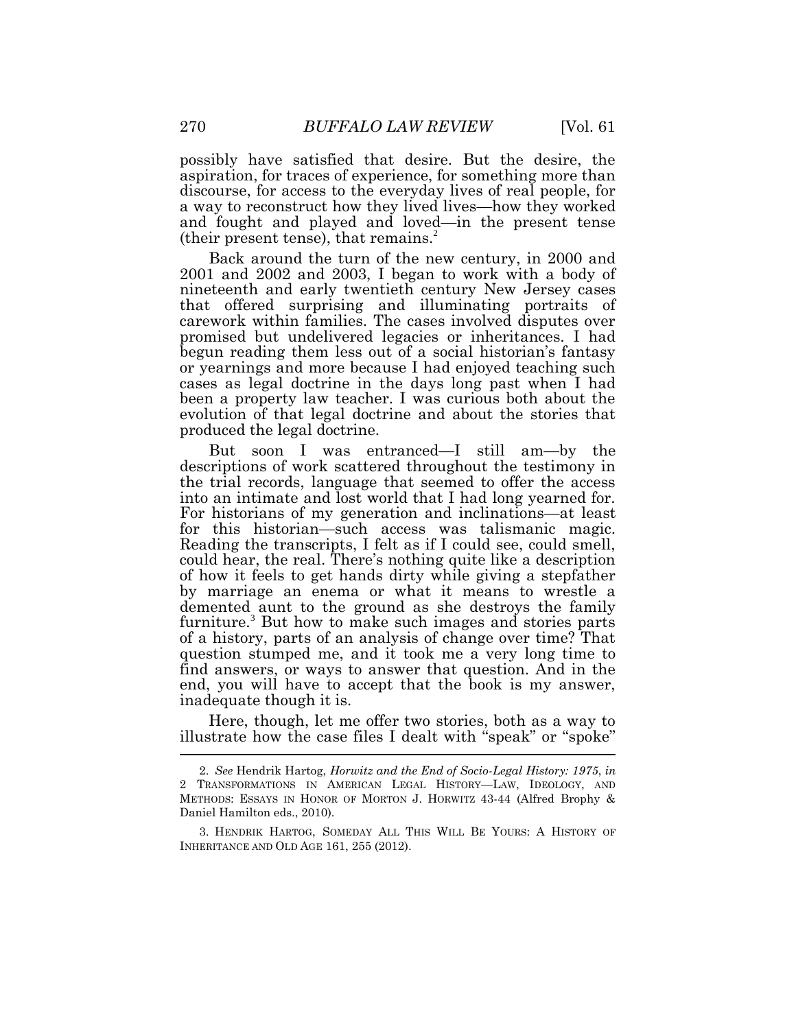possibly have satisfied that desire. But the desire, the aspiration, for traces of experience, for something more than discourse, for access to the everyday lives of real people, for a way to reconstruct how they lived lives—how they worked and fought and played and loved—in the present tense (their present tense), that remains.[2]

Back around the turn of the new century, in 2000 and 2001 and 2002 and 2003, I began to work with a body of nineteenth and early twentieth century New Jersey cases that offered surprising and illuminating portraits of carework within families. The cases involved disputes over promised but undelivered legacies or inheritances. I had begun reading them less out of a social historian's fantasy or yearnings and more because I had enjoyed teaching such cases as legal doctrine in the days long past when I had been a property law teacher. I was curious both about the evolution of that legal doctrine and about the stories that produced the legal doctrine.

But soon I was entranced—I still am—by the descriptions of work scattered throughout the testimony in the trial records, language that seemed to offer the access into an intimate and lost world that I had long yearned for. For historians of my generation and inclinations—at least for this historian—such access was talismanic magic. Reading the transcripts, I felt as if I could see, could smell, could hear, the real. There's nothing quite like a description of how it feels to get hands dirty while giving a stepfather by marriage an enema or what it means to wrestle a demented aunt to the ground as she destroys the family furniture.[3] But how to make such images and stories parts of a history, parts of an analysis of change over time? That question stumped me, and it took me a very long time to find answers, or ways to answer that question. And in the end, you will have to accept that the book is my answer, inadequate though it is.

Here, though, let me offer two stories, both as a way to illustrate how the case files I dealt with "speak" or "spoke"

---

2. *See* Hendrik Hartog, *Horwitz and the End of Socio-Legal History: 1975*, *in* 2 TRANSFORMATIONS IN AMERICAN LEGAL HISTORY—LAW, IDEOLOGY, AND METHODS: ESSAYS IN HONOR OF MORTON J. HORWITZ 43-44 (Alfred Brophy & Daniel Hamilton eds., 2010).

3. HENDRIK HARTOG, SOMEDAY ALL THIS WILL BE YOURS: A HISTORY OF INHERITANCE AND OLD AGE 161, 255 (2012).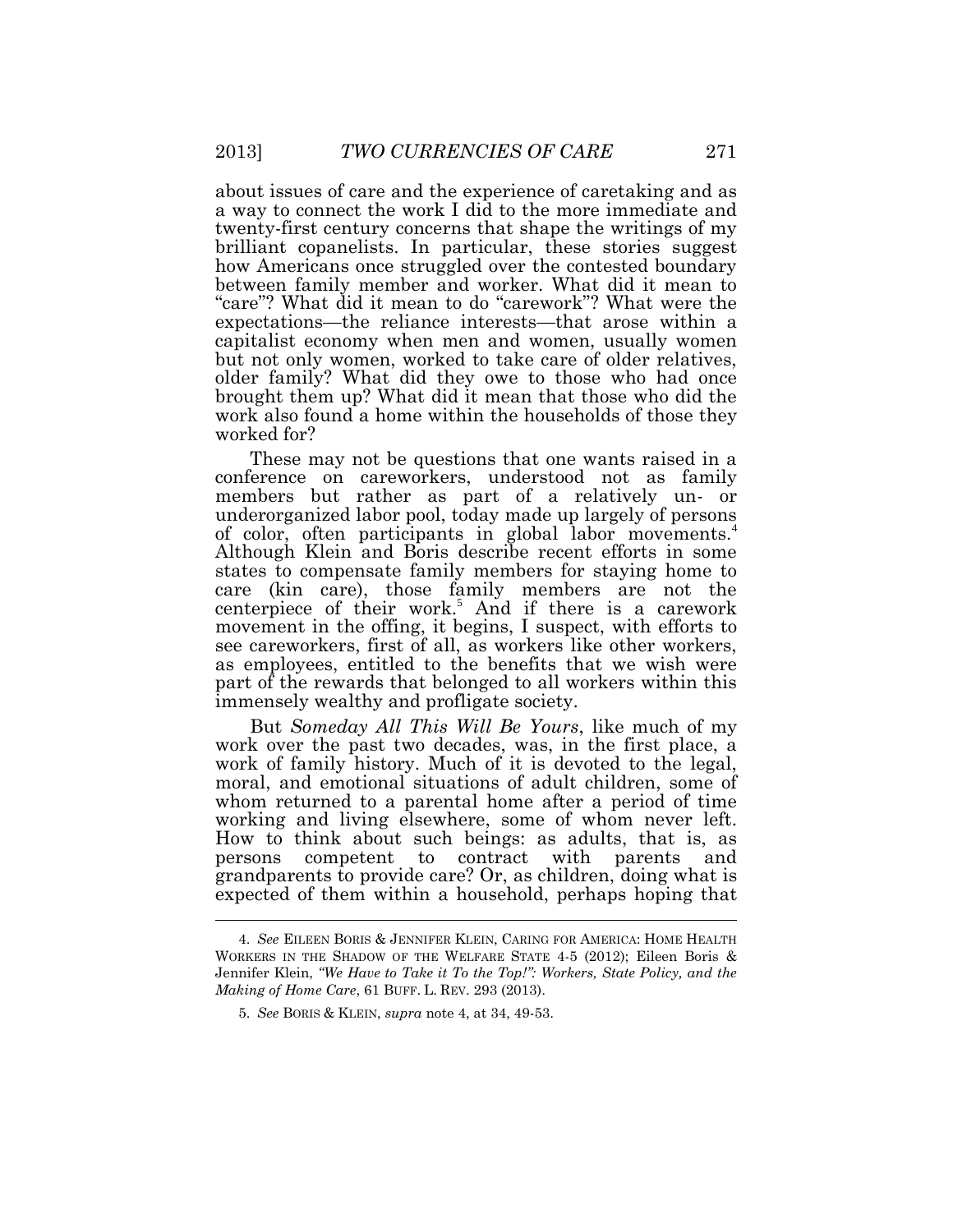about issues of care and the experience of caretaking and as a way to connect the work I did to the more immediate and twenty-first century concerns that shape the writings of my brilliant copanelists. In particular, these stories suggest how Americans once struggled over the contested boundary between family member and worker. What did it mean to "care"? What did it mean to do "carework"? What were the expectations—the reliance interests—that arose within a capitalist economy when men and women, usually women but not only women, worked to take care of older relatives, older family? What did they owe to those who had once brought them up? What did it mean that those who did the work also found a home within the households of those they worked for?

These may not be questions that one wants raised in a conference on careworkers, understood not as family members but rather as part of a relatively un- or underorganized labor pool, today made up largely of persons of color, often participants in global labor movements.[4] Although Klein and Boris describe recent efforts in some states to compensate family members for staying home to care (kin care), those family members are not the centerpiece of their work.[5] And if there is a carework movement in the offing, it begins, I suspect, with efforts to see careworkers, first of all, as workers like other workers, as employees, entitled to the benefits that we wish were part of the rewards that belonged to all workers within this immensely wealthy and profligate society.

But *Someday All This Will Be Yours*, like much of my work over the past two decades, was, in the first place, a work of family history. Much of it is devoted to the legal, moral, and emotional situations of adult children, some of whom returned to a parental home after a period of time working and living elsewhere, some of whom never left. How to think about such beings: as adults, that is, as persons competent to contract with parents and grandparents to provide care? Or, as children, doing what is expected of them within a household, perhaps hoping that

---

4. *See* EILEEN BORIS & JENNIFER KLEIN, CARING FOR AMERICA: HOME HEALTH WORKERS IN THE SHADOW OF THE WELFARE STATE 4-5 (2012); Eileen Boris & Jennifer Klein, *"We Have to Take it To the Top!": Workers, State Policy, and the Making of Home Care*, 61 BUFF. L. REV. 293 (2013).

5. *See* BORIS & KLEIN, *supra* note 4, at 34, 49-53.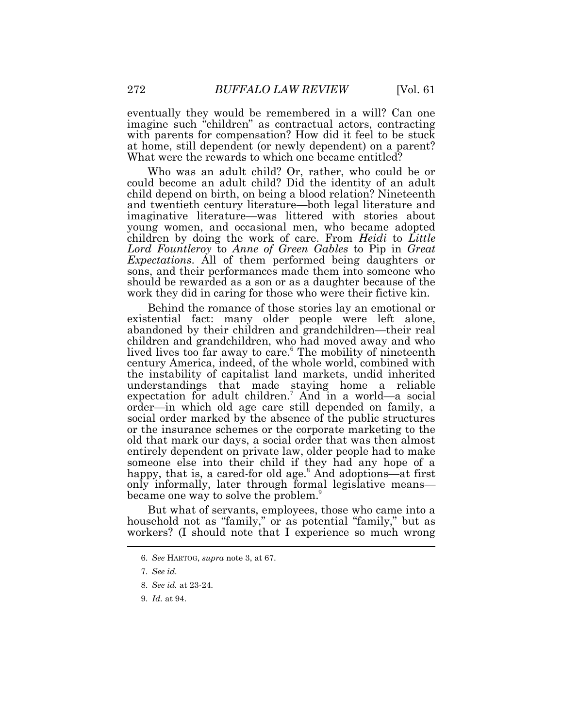eventually they would be remembered in a will? Can one imagine such "children" as contractual actors, contracting with parents for compensation? How did it feel to be stuck at home, still dependent (or newly dependent) on a parent? What were the rewards to which one became entitled?

Who was an adult child? Or, rather, who could be or could become an adult child? Did the identity of an adult child depend on birth, on being a blood relation? Nineteenth and twentieth century literature—both legal literature and imaginative literature—was littered with stories about young women, and occasional men, who became adopted children by doing the work of care. From *Heidi* to *Little Lord Fountleroy* to *Anne of Green Gables* to Pip in *Great Expectations*. All of them performed being daughters or sons, and their performances made them into someone who should be rewarded as a son or as a daughter because of the work they did in caring for those who were their fictive kin.

Behind the romance of those stories lay an emotional or existential fact: many older people were left alone, abandoned by their children and grandchildren—their real children and grandchildren, who had moved away and who lived lives too far away to care.[6] The mobility of nineteenth century America, indeed, of the whole world, combined with the instability of capitalist land markets, undid inherited understandings that made staying home a reliable expectation for adult children.[7] And in a world—a social order—in which old age care still depended on family, a social order marked by the absence of the public structures or the insurance schemes or the corporate marketing to the old that mark our days, a social order that was then almost entirely dependent on private law, older people had to make someone else into their child if they had any hope of a happy, that is, a cared-for old age.[8] And adoptions—at first only informally, later through formal legislative means—became one way to solve the problem.[9]

But what of servants, employees, those who came into a household not as "family," or as potential "family," but as workers? (I should note that I experience so much wrong

---

6. *See* HARTOG, *supra* note 3, at 67.

7. *See id.*

8. *See id.* at 23-24.

9. *Id.* at 94.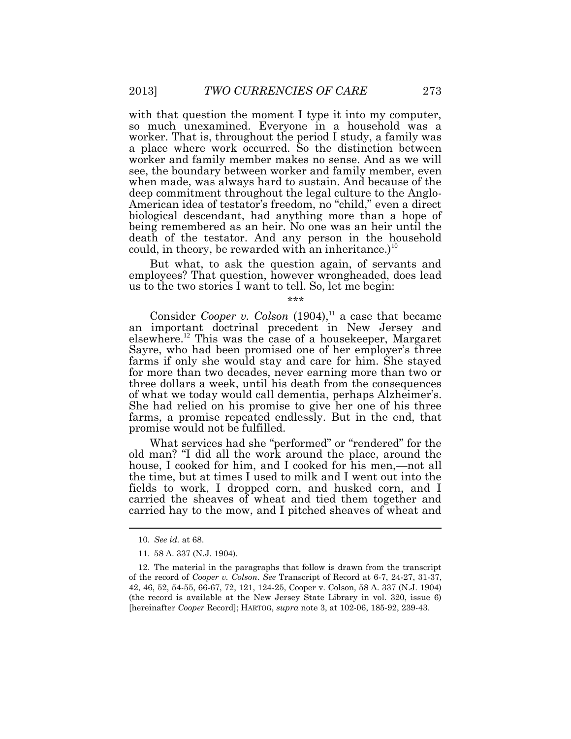with that question the moment I type it into my computer, so much unexamined. Everyone in a household was a worker. That is, throughout the period I study, a family was a place where work occurred. So the distinction between worker and family member makes no sense. And as we will see, the boundary between worker and family member, even when made, was always hard to sustain. And because of the deep commitment throughout the legal culture to the Anglo-American idea of testator's freedom, no "child," even a direct biological descendant, had anything more than a hope of being remembered as an heir. No one was an heir until the death of the testator. And any person in the household could, in theory, be rewarded with an inheritance.)[10]

But what, to ask the question again, of servants and employees? That question, however wrongheaded, does lead us to the two stories I want to tell. So, let me begin:

\*\*\*

Consider *Cooper v. Colson* (1904),[11] a case that became an important doctrinal precedent in New Jersey and elsewhere.[12] This was the case of a housekeeper, Margaret Sayre, who had been promised one of her employer's three farms if only she would stay and care for him. She stayed for more than two decades, never earning more than two or three dollars a week, until his death from the consequences of what we today would call dementia, perhaps Alzheimer's. She had relied on his promise to give her one of his three farms, a promise repeated endlessly. But in the end, that promise would not be fulfilled.

What services had she "performed" or "rendered" for the old man? "I did all the work around the place, around the house, I cooked for him, and I cooked for his men,—not all the time, but at times I used to milk and I went out into the fields to work, I dropped corn, and husked corn, and I carried the sheaves of wheat and tied them together and carried hay to the mow, and I pitched sheaves of wheat and

---

10. *See id.* at 68.

11. 58 A. 337 (N.J. 1904).

12. The material in the paragraphs that follow is drawn from the transcript of the record of *Cooper v. Colson*. *See* Transcript of Record at 6-7, 24-27, 31-37, 42, 46, 52, 54-55, 66-67, 72, 121, 124-25, Cooper v. Colson, 58 A. 337 (N.J. 1904) (the record is available at the New Jersey State Library in vol. 320, issue 6) [hereinafter *Cooper* Record]; HARTOG, *supra* note 3, at 102-06, 185-92, 239-43.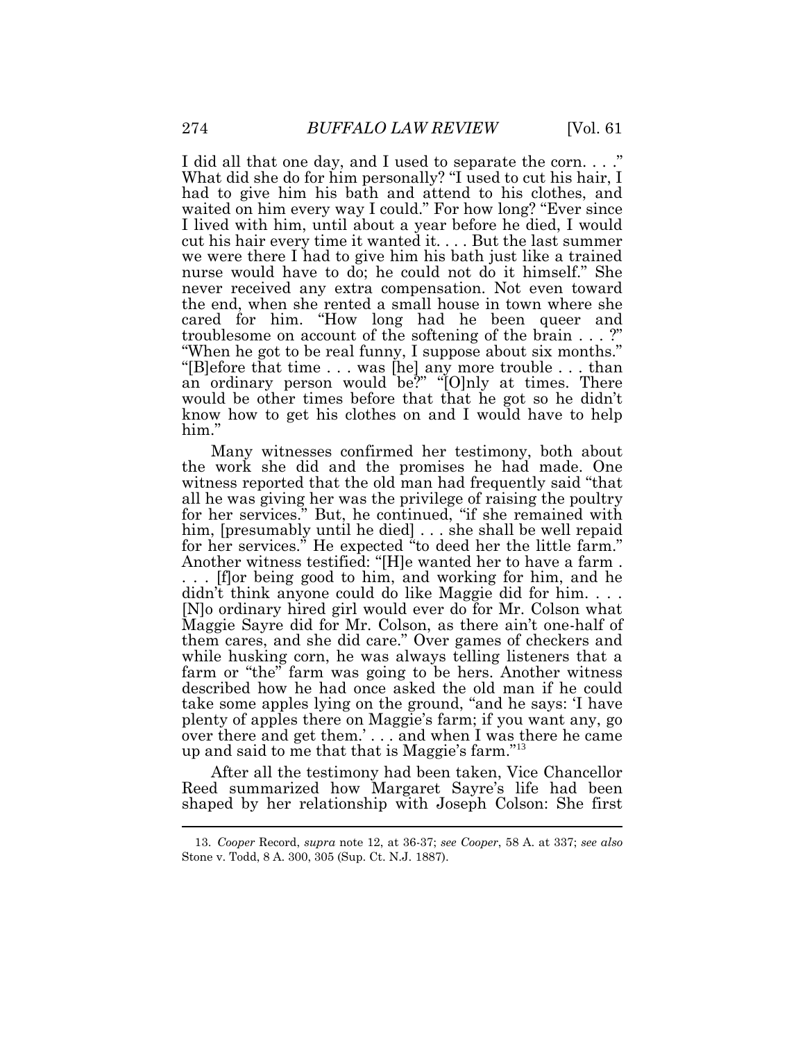I did all that one day, and I used to separate the corn. . . ." What did she do for him personally? "I used to cut his hair, I had to give him his bath and attend to his clothes, and waited on him every way I could." For how long? "Ever since I lived with him, until about a year before he died, I would cut his hair every time it wanted it. . . . But the last summer we were there I had to give him his bath just like a trained nurse would have to do; he could not do it himself." She never received any extra compensation. Not even toward the end, when she rented a small house in town where she cared for him. "How long had he been queer and troublesome on account of the softening of the brain . . . ?" "When he got to be real funny, I suppose about six months." "[B]efore that time . . . was [he] any more trouble . . . than an ordinary person would be?" "[O]nly at times. There would be other times before that that he got so he didn't know how to get his clothes on and I would have to help him."

Many witnesses confirmed her testimony, both about the work she did and the promises he had made. One witness reported that the old man had frequently said "that all he was giving her was the privilege of raising the poultry for her services." But, he continued, "if she remained with him, [presumably until he died] . . . she shall be well repaid for her services." He expected "to deed her the little farm." Another witness testified: "[H]e wanted her to have a farm . . . . [f]or being good to him, and working for him, and he didn't think anyone could do like Maggie did for him. . . . [N]o ordinary hired girl would ever do for Mr. Colson what Maggie Sayre did for Mr. Colson, as there ain't one-half of them cares, and she did care." Over games of checkers and while husking corn, he was always telling listeners that a farm or "the" farm was going to be hers. Another witness described how he had once asked the old man if he could take some apples lying on the ground, "and he says: 'I have plenty of apples there on Maggie's farm; if you want any, go over there and get them.' . . . and when I was there he came up and said to me that that is Maggie's farm."[13]

After all the testimony had been taken, Vice Chancellor Reed summarized how Margaret Sayre's life had been shaped by her relationship with Joseph Colson: She first

---

13. *Cooper* Record, *supra* note 12, at 36-37; *see Cooper*, 58 A. at 337; *see also* Stone v. Todd, 8 A. 300, 305 (Sup. Ct. N.J. 1887).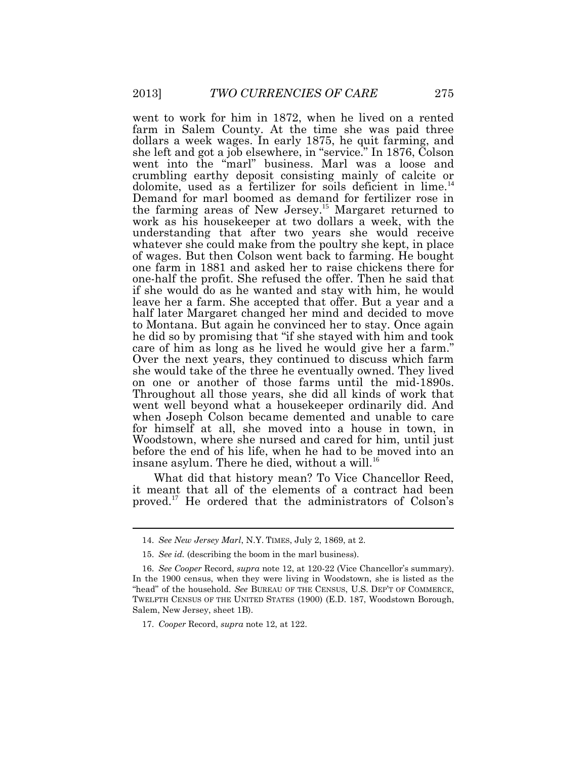went to work for him in 1872, when he lived on a rented farm in Salem County. At the time she was paid three dollars a week wages. In early 1875, he quit farming, and she left and got a job elsewhere, in "service." In 1876, Colson went into the "marl" business. Marl was a loose and crumbling earthy deposit consisting mainly of calcite or dolomite, used as a fertilizer for soils deficient in lime.[14] Demand for marl boomed as demand for fertilizer rose in the farming areas of New Jersey.[15] Margaret returned to work as his housekeeper at two dollars a week, with the understanding that after two years she would receive whatever she could make from the poultry she kept, in place of wages. But then Colson went back to farming. He bought one farm in 1881 and asked her to raise chickens there for one-half the profit. She refused the offer. Then he said that if she would do as he wanted and stay with him, he would leave her a farm. She accepted that offer. But a year and a half later Margaret changed her mind and decided to move to Montana. But again he convinced her to stay. Once again he did so by promising that "if she stayed with him and took care of him as long as he lived he would give her a farm." Over the next years, they continued to discuss which farm she would take of the three he eventually owned. They lived on one or another of those farms until the mid-1890s. Throughout all those years, she did all kinds of work that went well beyond what a housekeeper ordinarily did. And when Joseph Colson became demented and unable to care for himself at all, she moved into a house in town, in Woodstown, where she nursed and cared for him, until just before the end of his life, when he had to be moved into an insane asylum. There he died, without a will.[16]

What did that history mean? To Vice Chancellor Reed, it meant that all of the elements of a contract had been proved.[17] He ordered that the administrators of Colson's

---

14. *See New Jersey Marl*, N.Y. TIMES, July 2, 1869, at 2.

15. *See id.* (describing the boom in the marl business).

16. *See Cooper* Record, *supra* note 12, at 120-22 (Vice Chancellor's summary). In the 1900 census, when they were living in Woodstown, she is listed as the "head" of the household. *See* BUREAU OF THE CENSUS, U.S. DEP'T OF COMMERCE, TWELFTH CENSUS OF THE UNITED STATES (1900) (E.D. 187, Woodstown Borough, Salem, New Jersey, sheet 1B).

17. *Cooper* Record, *supra* note 12, at 122.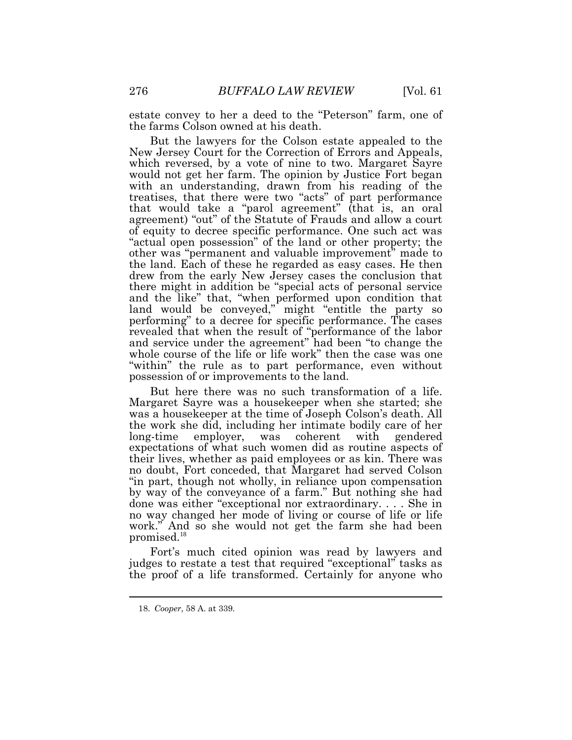estate convey to her a deed to the "Peterson" farm, one of the farms Colson owned at his death.

But the lawyers for the Colson estate appealed to the New Jersey Court for the Correction of Errors and Appeals, which reversed, by a vote of nine to two. Margaret Sayre would not get her farm. The opinion by Justice Fort began with an understanding, drawn from his reading of the treatises, that there were two "acts" of part performance that would take a "parol agreement" (that is, an oral agreement) "out" of the Statute of Frauds and allow a court of equity to decree specific performance. One such act was "actual open possession" of the land or other property; the other was "permanent and valuable improvement" made to the land. Each of these he regarded as easy cases. He then drew from the early New Jersey cases the conclusion that there might in addition be "special acts of personal service and the like" that, "when performed upon condition that land would be conveyed," might "entitle the party so performing" to a decree for specific performance. The cases revealed that when the result of "performance of the labor and service under the agreement" had been "to change the whole course of the life or life work" then the case was one "within" the rule as to part performance, even without possession of or improvements to the land.

But here there was no such transformation of a life. Margaret Sayre was a housekeeper when she started; she was a housekeeper at the time of Joseph Colson's death. All the work she did, including her intimate bodily care of her long-time employer, was coherent with gendered expectations of what such women did as routine aspects of their lives, whether as paid employees or as kin. There was no doubt, Fort conceded, that Margaret had served Colson "in part, though not wholly, in reliance upon compensation by way of the conveyance of a farm." But nothing she had done was either "exceptional nor extraordinary. . . . She in no way changed her mode of living or course of life or life work." And so she would not get the farm she had been promised.[18]

Fort's much cited opinion was read by lawyers and judges to restate a test that required "exceptional" tasks as the proof of a life transformed. Certainly for anyone who

---

18. *Cooper*, 58 A. at 339.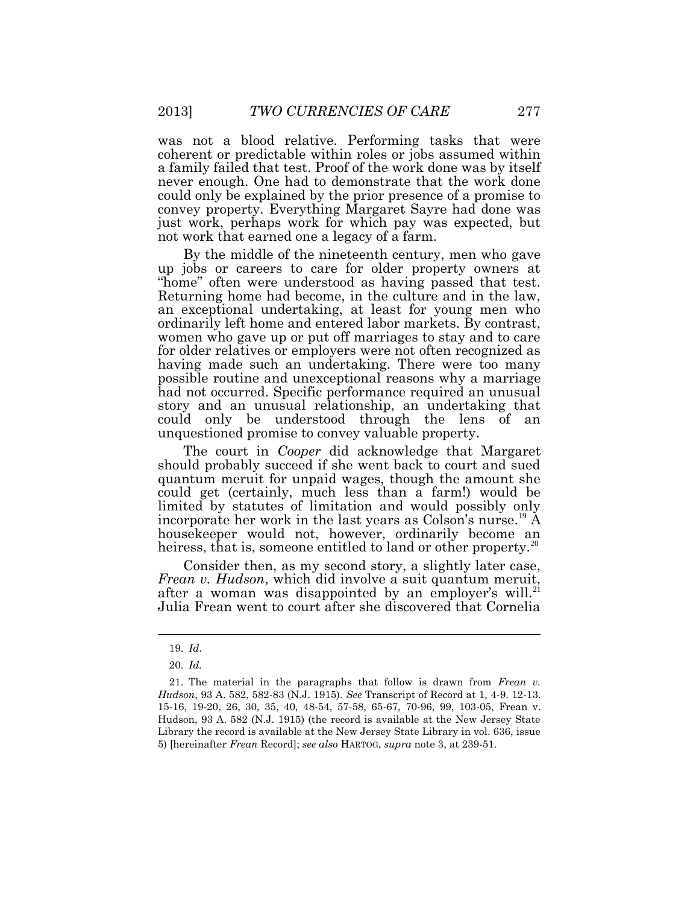was not a blood relative. Performing tasks that were coherent or predictable within roles or jobs assumed within a family failed that test. Proof of the work done was by itself never enough. One had to demonstrate that the work done could only be explained by the prior presence of a promise to convey property. Everything Margaret Sayre had done was just work, perhaps work for which pay was expected, but not work that earned one a legacy of a farm.

By the middle of the nineteenth century, men who gave up jobs or careers to care for older property owners at "home" often were understood as having passed that test. Returning home had become, in the culture and in the law, an exceptional undertaking, at least for young men who ordinarily left home and entered labor markets. By contrast, women who gave up or put off marriages to stay and to care for older relatives or employers were not often recognized as having made such an undertaking. There were too many possible routine and unexceptional reasons why a marriage had not occurred. Specific performance required an unusual story and an unusual relationship, an undertaking that could only be understood through the lens of an unquestioned promise to convey valuable property.

The court in *Cooper* did acknowledge that Margaret should probably succeed if she went back to court and sued quantum meruit for unpaid wages, though the amount she could get (certainly, much less than a farm!) would be limited by statutes of limitation and would possibly only incorporate her work in the last years as Colson's nurse.[19] A housekeeper would not, however, ordinarily become an heiress, that is, someone entitled to land or other property.[20]

Consider then, as my second story, a slightly later case, *Frean v. Hudson*, which did involve a suit quantum meruit, after a woman was disappointed by an employer's will.[21] Julia Frean went to court after she discovered that Cornelia

---

19. *Id.*

20. *Id.*

21. The material in the paragraphs that follow is drawn from *Frean v. Hudson*, 93 A. 582, 582-83 (N.J. 1915). *See* Transcript of Record at 1, 4-9. 12-13. 15-16, 19-20, 26, 30, 35, 40, 48-54, 57-58, 65-67, 70-96, 99, 103-05, Frean v. Hudson, 93 A. 582 (N.J. 1915) (the record is available at the New Jersey State Library the record is available at the New Jersey State Library in vol. 636, issue 5) [hereinafter *Frean* Record]; *see also* HARTOG, *supra* note 3, at 239-51.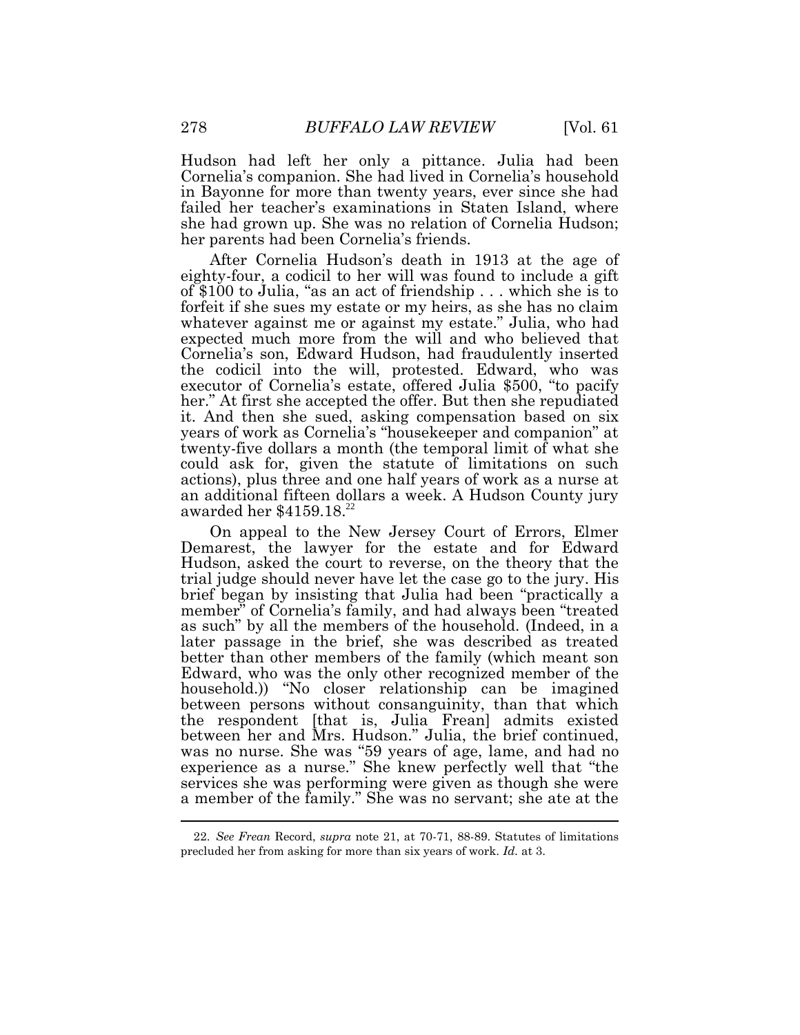Hudson had left her only a pittance. Julia had been Cornelia's companion. She had lived in Cornelia's household in Bayonne for more than twenty years, ever since she had failed her teacher's examinations in Staten Island, where she had grown up. She was no relation of Cornelia Hudson; her parents had been Cornelia's friends.

After Cornelia Hudson's death in 1913 at the age of eighty-four, a codicil to her will was found to include a gift of $100 to Julia, "as an act of friendship . . . which she is to forfeit if she sues my estate or my heirs, as she has no claim whatever against me or against my estate." Julia, who had expected much more from the will and who believed that Cornelia's son, Edward Hudson, had fraudulently inserted the codicil into the will, protested. Edward, who was executor of Cornelia's estate, offered Julia $500, "to pacify her." At first she accepted the offer. But then she repudiated it. And then she sued, asking compensation based on six years of work as Cornelia's "housekeeper and companion" at twenty-five dollars a month (the temporal limit of what she could ask for, given the statute of limitations on such actions), plus three and one half years of work as a nurse at an additional fifteen dollars a week. A Hudson County jury awarded her $4159.18.[22]

On appeal to the New Jersey Court of Errors, Elmer Demarest, the lawyer for the estate and for Edward Hudson, asked the court to reverse, on the theory that the trial judge should never have let the case go to the jury. His brief began by insisting that Julia had been "practically a member" of Cornelia's family, and had always been "treated as such" by all the members of the household. (Indeed, in a later passage in the brief, she was described as treated better than other members of the family (which meant son Edward, who was the only other recognized member of the household.)) "No closer relationship can be imagined between persons without consanguinity, than that which the respondent [that is, Julia Frean] admits existed between her and Mrs. Hudson." Julia, the brief continued, was no nurse. She was "59 years of age, lame, and had no experience as a nurse." She knew perfectly well that "the services she was performing were given as though she were a member of the family." She was no servant; she ate at the

---

22. *See Frean* Record, *supra* note 21, at 70-71, 88-89. Statutes of limitations precluded her from asking for more than six years of work. *Id.* at 3.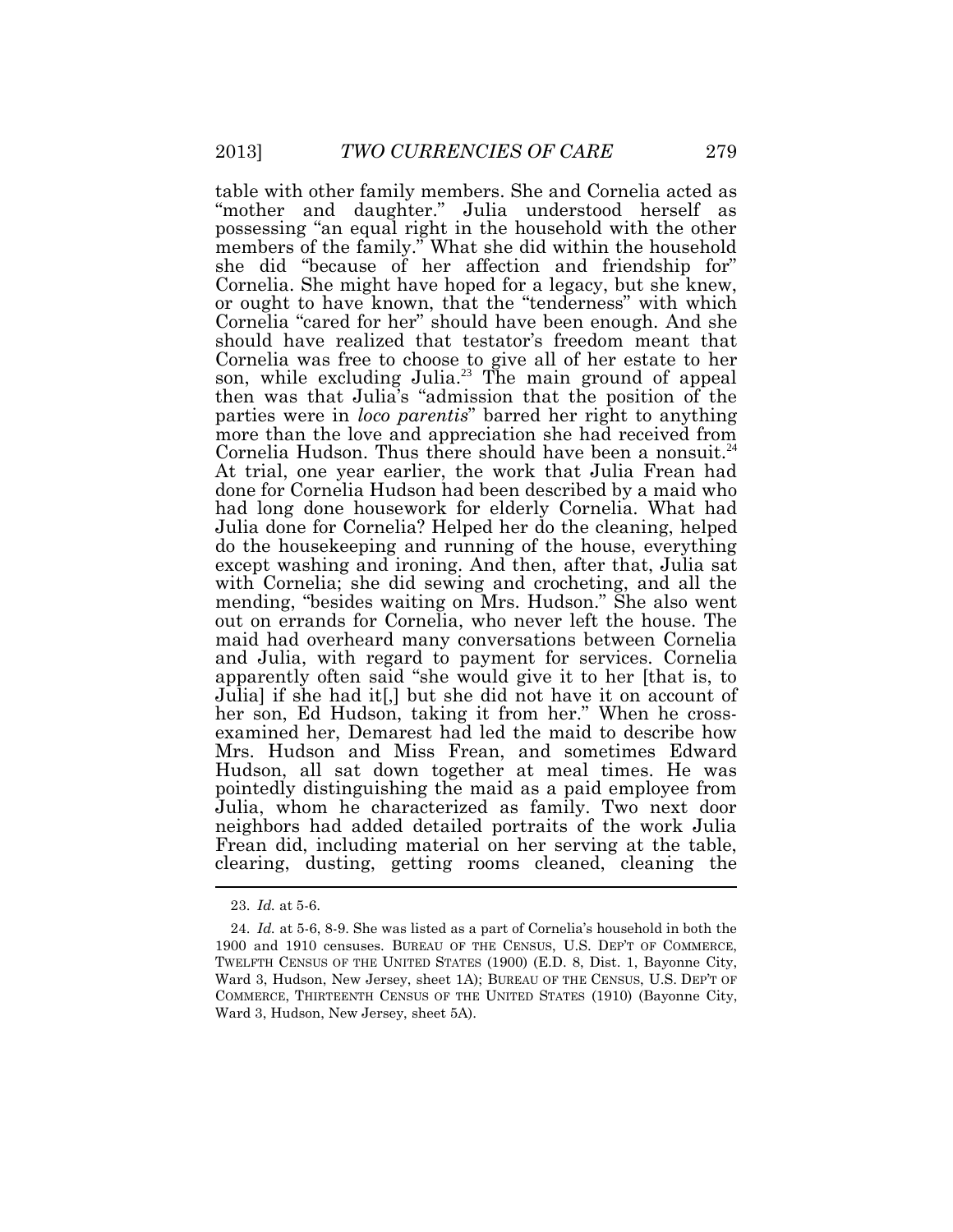table with other family members. She and Cornelia acted as "mother and daughter." Julia understood herself as possessing "an equal right in the household with the other members of the family." What she did within the household she did "because of her affection and friendship for" Cornelia. She might have hoped for a legacy, but she knew, or ought to have known, that the "tenderness" with which Cornelia "cared for her" should have been enough. And she should have realized that testator's freedom meant that Cornelia was free to choose to give all of her estate to her son, while excluding Julia.[23] The main ground of appeal then was that Julia's "admission that the position of the parties were in *loco parentis*" barred her right to anything more than the love and appreciation she had received from Cornelia Hudson. Thus there should have been a nonsuit.[24] At trial, one year earlier, the work that Julia Frean had done for Cornelia Hudson had been described by a maid who had long done housework for elderly Cornelia. What had Julia done for Cornelia? Helped her do the cleaning, helped do the housekeeping and running of the house, everything except washing and ironing. And then, after that, Julia sat with Cornelia; she did sewing and crocheting, and all the mending, "besides waiting on Mrs. Hudson." She also went out on errands for Cornelia, who never left the house. The maid had overheard many conversations between Cornelia and Julia, with regard to payment for services. Cornelia apparently often said "she would give it to her [that is, to Julia] if she had it[,] but she did not have it on account of her son, Ed Hudson, taking it from her." When he cross-examined her, Demarest had led the maid to describe how Mrs. Hudson and Miss Frean, and sometimes Edward Hudson, all sat down together at meal times. He was pointedly distinguishing the maid as a paid employee from Julia, whom he characterized as family. Two next door neighbors had added detailed portraits of the work Julia Frean did, including material on her serving at the table, clearing, dusting, getting rooms cleaned, cleaning the

---

23. *Id.* at 5-6.

24. *Id.* at 5-6, 8-9. She was listed as a part of Cornelia's household in both the 1900 and 1910 censuses. BUREAU OF THE CENSUS, U.S. DEP'T OF COMMERCE, TWELFTH CENSUS OF THE UNITED STATES (1900) (E.D. 8, Dist. 1, Bayonne City, Ward 3, Hudson, New Jersey, sheet 1A); BUREAU OF THE CENSUS, U.S. DEP'T OF COMMERCE, THIRTEENTH CENSUS OF THE UNITED STATES (1910) (Bayonne City, Ward 3, Hudson, New Jersey, sheet 5A).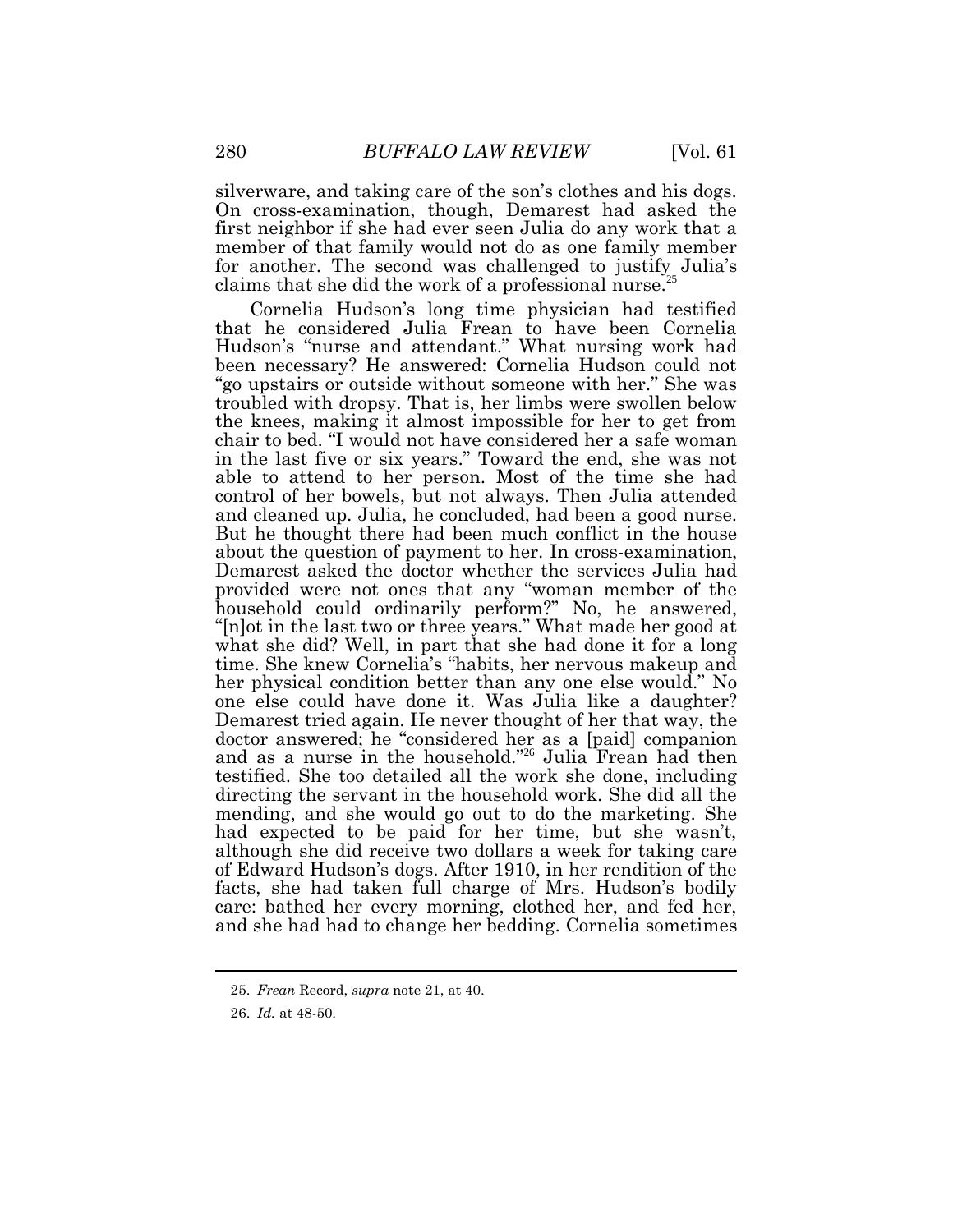silverware, and taking care of the son's clothes and his dogs. On cross-examination, though, Demarest had asked the first neighbor if she had ever seen Julia do any work that a member of that family would not do as one family member for another. The second was challenged to justify Julia's claims that she did the work of a professional nurse.[25]

Cornelia Hudson's long time physician had testified that he considered Julia Frean to have been Cornelia Hudson's "nurse and attendant." What nursing work had been necessary? He answered: Cornelia Hudson could not "go upstairs or outside without someone with her." She was troubled with dropsy. That is, her limbs were swollen below the knees, making it almost impossible for her to get from chair to bed. "I would not have considered her a safe woman in the last five or six years." Toward the end, she was not able to attend to her person. Most of the time she had control of her bowels, but not always. Then Julia attended and cleaned up. Julia, he concluded, had been a good nurse. But he thought there had been much conflict in the house about the question of payment to her. In cross-examination, Demarest asked the doctor whether the services Julia had provided were not ones that any "woman member of the household could ordinarily perform?" No, he answered, "[n]ot in the last two or three years." What made her good at what she did? Well, in part that she had done it for a long time. She knew Cornelia's "habits, her nervous makeup and her physical condition better than any one else would." No one else could have done it. Was Julia like a daughter? Demarest tried again. He never thought of her that way, the doctor answered; he "considered her as a [paid] companion and as a nurse in the household."[26] Julia Frean had then testified. She too detailed all the work she done, including directing the servant in the household work. She did all the mending, and she would go out to do the marketing. She had expected to be paid for her time, but she wasn't, although she did receive two dollars a week for taking care of Edward Hudson's dogs. After 1910, in her rendition of the facts, she had taken full charge of Mrs. Hudson's bodily care: bathed her every morning, clothed her, and fed her, and she had had to change her bedding. Cornelia sometimes

---

25. *Frean* Record, *supra* note 21, at 40.

26. *Id.* at 48-50.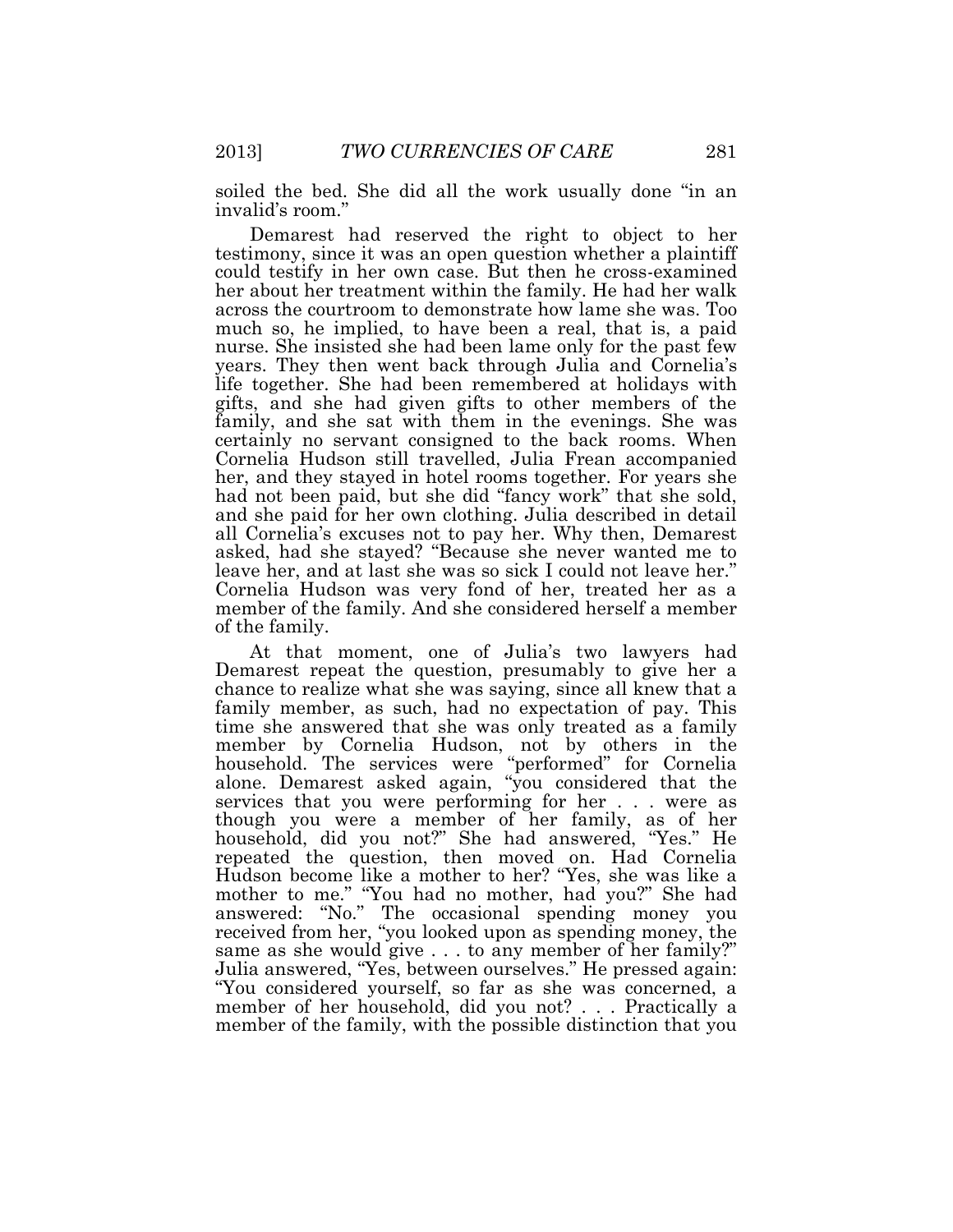soiled the bed. She did all the work usually done "in an invalid's room."

Demarest had reserved the right to object to her testimony, since it was an open question whether a plaintiff could testify in her own case. But then he cross-examined her about her treatment within the family. He had her walk across the courtroom to demonstrate how lame she was. Too much so, he implied, to have been a real, that is, a paid nurse. She insisted she had been lame only for the past few years. They then went back through Julia and Cornelia's life together. She had been remembered at holidays with gifts, and she had given gifts to other members of the family, and she sat with them in the evenings. She was certainly no servant consigned to the back rooms. When Cornelia Hudson still travelled, Julia Frean accompanied her, and they stayed in hotel rooms together. For years she had not been paid, but she did "fancy work" that she sold, and she paid for her own clothing. Julia described in detail all Cornelia's excuses not to pay her. Why then, Demarest asked, had she stayed? "Because she never wanted me to leave her, and at last she was so sick I could not leave her." Cornelia Hudson was very fond of her, treated her as a member of the family. And she considered herself a member of the family.

At that moment, one of Julia's two lawyers had Demarest repeat the question, presumably to give her a chance to realize what she was saying, since all knew that a family member, as such, had no expectation of pay. This time she answered that she was only treated as a family member by Cornelia Hudson, not by others in the household. The services were "performed" for Cornelia alone. Demarest asked again, "you considered that the services that you were performing for her . . . were as though you were a member of her family, as of her household, did you not?" She had answered, "Yes." He repeated the question, then moved on. Had Cornelia Hudson become like a mother to her? "Yes, she was like a mother to me." "You had no mother, had you?" She had answered: "No." The occasional spending money you received from her, "you looked upon as spending money, the same as she would give . . . to any member of her family?" Julia answered, "Yes, between ourselves." He pressed again: "You considered yourself, so far as she was concerned, a member of her household, did you not? . . . Practically a member of the family, with the possible distinction that you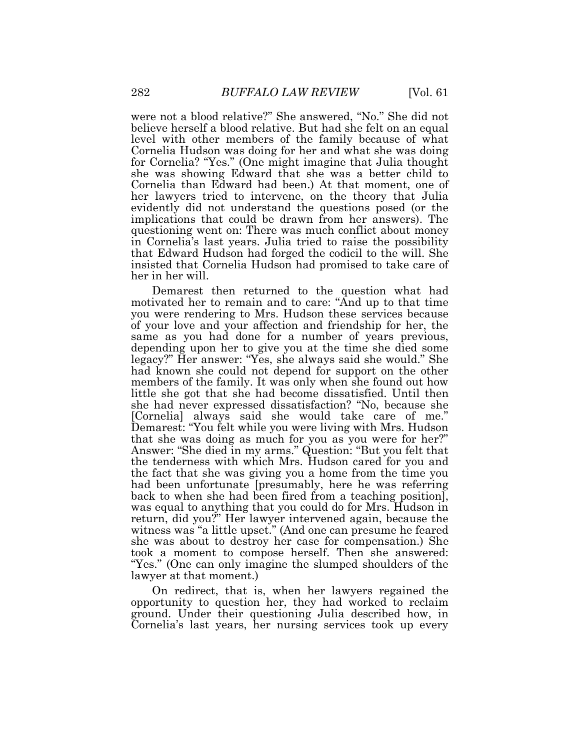were not a blood relative?" She answered, "No." She did not believe herself a blood relative. But had she felt on an equal level with other members of the family because of what Cornelia Hudson was doing for her and what she was doing for Cornelia? "Yes." (One might imagine that Julia thought she was showing Edward that she was a better child to Cornelia than Edward had been.) At that moment, one of her lawyers tried to intervene, on the theory that Julia evidently did not understand the questions posed (or the implications that could be drawn from her answers). The questioning went on: There was much conflict about money in Cornelia's last years. Julia tried to raise the possibility that Edward Hudson had forged the codicil to the will. She insisted that Cornelia Hudson had promised to take care of her in her will.

Demarest then returned to the question what had motivated her to remain and to care: "And up to that time you were rendering to Mrs. Hudson these services because of your love and your affection and friendship for her, the same as you had done for a number of years previous, depending upon her to give you at the time she died some legacy?" Her answer: "Yes, she always said she would." She had known she could not depend for support on the other members of the family. It was only when she found out how little she got that she had become dissatisfied. Until then she had never expressed dissatisfaction? "No, because she [Cornelia] always said she would take care of me." Demarest: "You felt while you were living with Mrs. Hudson that she was doing as much for you as you were for her?" Answer: "She died in my arms." Question: "But you felt that the tenderness with which Mrs. Hudson cared for you and the fact that she was giving you a home from the time you had been unfortunate [presumably, here he was referring back to when she had been fired from a teaching position], was equal to anything that you could do for Mrs. Hudson in return, did you?" Her lawyer intervened again, because the witness was "a little upset." (And one can presume he feared she was about to destroy her case for compensation.) She took a moment to compose herself. Then she answered: "Yes." (One can only imagine the slumped shoulders of the lawyer at that moment.)

On redirect, that is, when her lawyers regained the opportunity to question her, they had worked to reclaim ground. Under their questioning Julia described how, in Cornelia's last years, her nursing services took up every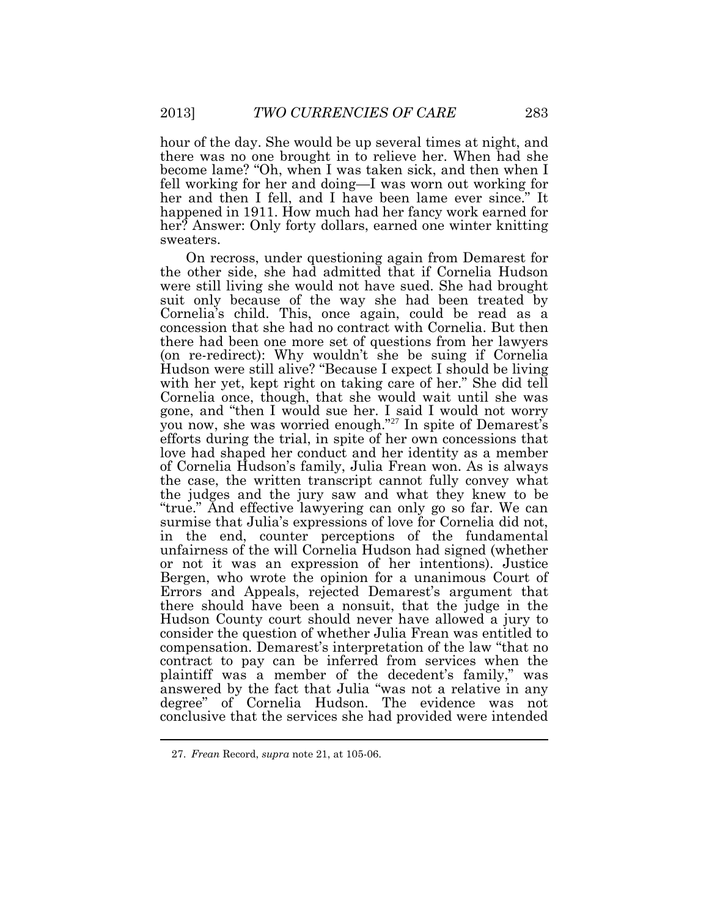hour of the day. She would be up several times at night, and there was no one brought in to relieve her. When had she become lame? "Oh, when I was taken sick, and then when I fell working for her and doing—I was worn out working for her and then I fell, and I have been lame ever since." It happened in 1911. How much had her fancy work earned for her? Answer: Only forty dollars, earned one winter knitting sweaters.

On recross, under questioning again from Demarest for the other side, she had admitted that if Cornelia Hudson were still living she would not have sued. She had brought suit only because of the way she had been treated by Cornelia's child. This, once again, could be read as a concession that she had no contract with Cornelia. But then there had been one more set of questions from her lawyers (on re-redirect): Why wouldn't she be suing if Cornelia Hudson were still alive? "Because I expect I should be living with her yet, kept right on taking care of her." She did tell Cornelia once, though, that she would wait until she was gone, and "then I would sue her. I said I would not worry you now, she was worried enough."[27] In spite of Demarest's efforts during the trial, in spite of her own concessions that love had shaped her conduct and her identity as a member of Cornelia Hudson's family, Julia Frean won. As is always the case, the written transcript cannot fully convey what the judges and the jury saw and what they knew to be "true." And effective lawyering can only go so far. We can surmise that Julia's expressions of love for Cornelia did not, in the end, counter perceptions of the fundamental unfairness of the will Cornelia Hudson had signed (whether or not it was an expression of her intentions). Justice Bergen, who wrote the opinion for a unanimous Court of Errors and Appeals, rejected Demarest's argument that there should have been a nonsuit, that the judge in the Hudson County court should never have allowed a jury to consider the question of whether Julia Frean was entitled to compensation. Demarest's interpretation of the law "that no contract to pay can be inferred from services when the plaintiff was a member of the decedent's family," was answered by the fact that Julia "was not a relative in any degree" of Cornelia Hudson. The evidence was not conclusive that the services she had provided were intended

27. *Frean* Record, *supra* note 21, at 105-06.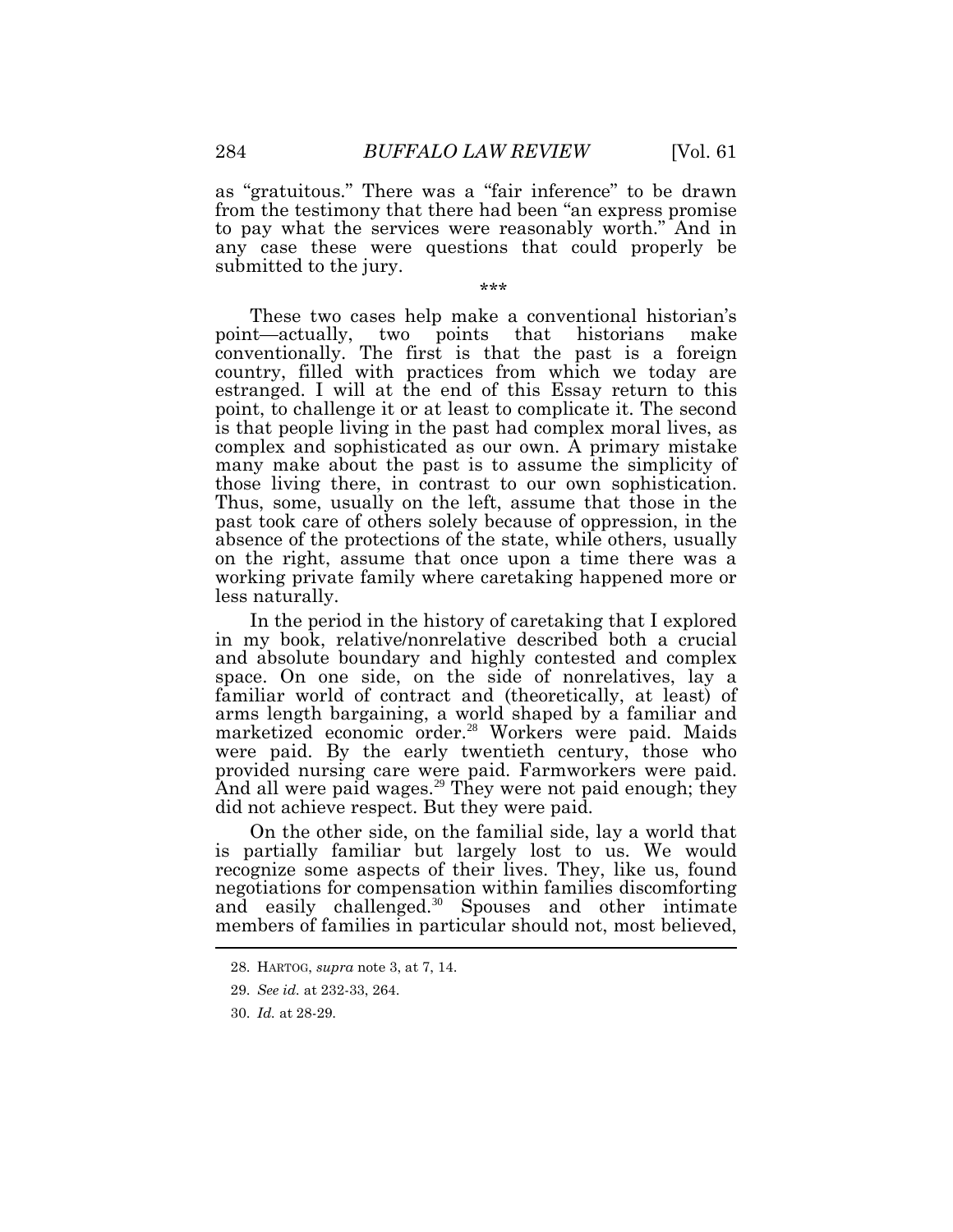as "gratuitous." There was a "fair inference" to be drawn from the testimony that there had been "an express promise to pay what the services were reasonably worth." And in any case these were questions that could properly be submitted to the jury.

\*\*\*

These two cases help make a conventional historian's point—actually, two points that historians make conventionally. The first is that the past is a foreign country, filled with practices from which we today are estranged. I will at the end of this Essay return to this point, to challenge it or at least to complicate it. The second is that people living in the past had complex moral lives, as complex and sophisticated as our own. A primary mistake many make about the past is to assume the simplicity of those living there, in contrast to our own sophistication. Thus, some, usually on the left, assume that those in the past took care of others solely because of oppression, in the absence of the protections of the state, while others, usually on the right, assume that once upon a time there was a working private family where caretaking happened more or less naturally.

In the period in the history of caretaking that I explored in my book, relative/nonrelative described both a crucial and absolute boundary and highly contested and complex space. On one side, on the side of nonrelatives, lay a familiar world of contract and (theoretically, at least) of arms length bargaining, a world shaped by a familiar and marketized economic order.[28] Workers were paid. Maids were paid. By the early twentieth century, those who provided nursing care were paid. Farmworkers were paid. And all were paid wages.[29] They were not paid enough; they did not achieve respect. But they were paid.

On the other side, on the familial side, lay a world that is partially familiar but largely lost to us. We would recognize some aspects of their lives. They, like us, found negotiations for compensation within families discomforting and easily challenged.[30] Spouses and other intimate members of families in particular should not, most believed,

28. HARTOG, *supra* note 3, at 7, 14.

29. *See id.* at 232-33, 264.

30. *Id.* at 28-29.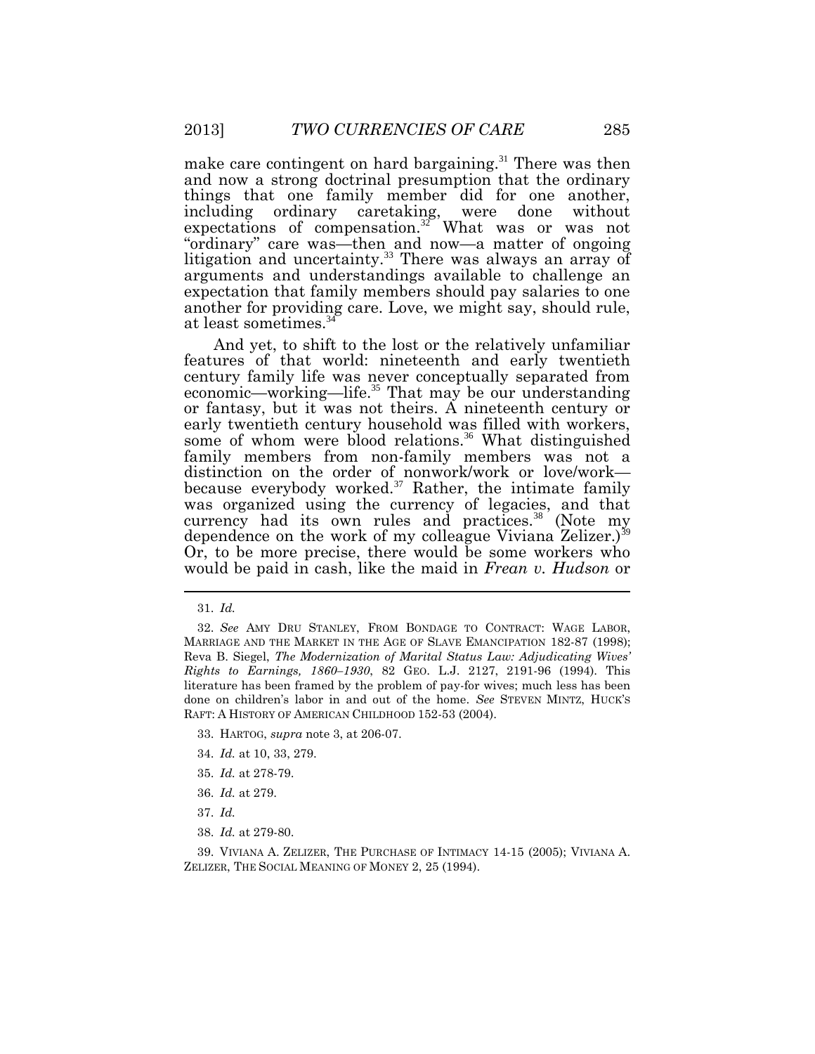make care contingent on hard bargaining.[31] There was then and now a strong doctrinal presumption that the ordinary things that one family member did for one another, including ordinary caretaking, were done without expectations of compensation.[32] What was or was not "ordinary" care was—then and now—a matter of ongoing litigation and uncertainty.[33] There was always an array of arguments and understandings available to challenge an expectation that family members should pay salaries to one another for providing care. Love, we might say, should rule, at least sometimes.[34]

And yet, to shift to the lost or the relatively unfamiliar features of that world: nineteenth and early twentieth century family life was never conceptually separated from economic—working—life.[35] That may be our understanding or fantasy, but it was not theirs. A nineteenth century or early twentieth century household was filled with workers, some of whom were blood relations.[36] What distinguished family members from non-family members was not a distinction on the order of nonwork/work or love/work—because everybody worked.[37] Rather, the intimate family was organized using the currency of legacies, and that currency had its own rules and practices.[38] (Note my dependence on the work of my colleague Viviana Zelizer.)[39] Or, to be more precise, there would be some workers who would be paid in cash, like the maid in *Frean v. Hudson* or

---

31. *Id.*

32. *See* AMY DRU STANLEY, FROM BONDAGE TO CONTRACT: WAGE LABOR, MARRIAGE AND THE MARKET IN THE AGE OF SLAVE EMANCIPATION 182-87 (1998); Reva B. Siegel, *The Modernization of Marital Status Law: Adjudicating Wives' Rights to Earnings, 1860–1930*, 82 GEO. L.J. 2127, 2191-96 (1994). This literature has been framed by the problem of pay-for wives; much less has been done on children's labor in and out of the home. *See* STEVEN MINTZ, HUCK'S RAFT: A HISTORY OF AMERICAN CHILDHOOD 152-53 (2004).

33. HARTOG, *supra* note 3, at 206-07.

34. *Id.* at 10, 33, 279.

35. *Id.* at 278-79.

36. *Id.* at 279.

37. *Id.*

38. *Id.* at 279-80.

39. VIVIANA A. ZELIZER, THE PURCHASE OF INTIMACY 14-15 (2005); VIVIANA A. ZELIZER, THE SOCIAL MEANING OF MONEY 2, 25 (1994).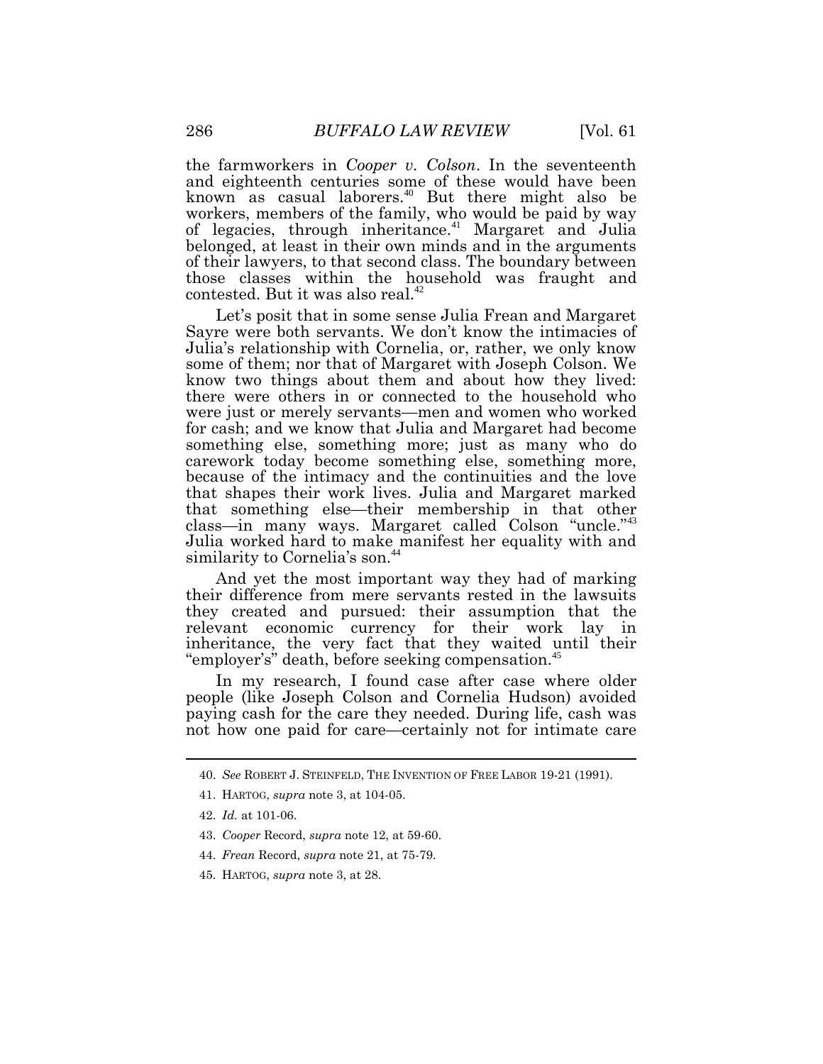the farmworkers in *Cooper v. Colson*. In the seventeenth and eighteenth centuries some of these would have been known as casual laborers.[40] But there might also be workers, members of the family, who would be paid by way of legacies, through inheritance.[41] Margaret and Julia belonged, at least in their own minds and in the arguments of their lawyers, to that second class. The boundary between those classes within the household was fraught and contested. But it was also real.[42]

Let's posit that in some sense Julia Frean and Margaret Sayre were both servants. We don't know the intimacies of Julia's relationship with Cornelia, or, rather, we only know some of them; nor that of Margaret with Joseph Colson. We know two things about them and about how they lived: there were others in or connected to the household who were just or merely servants—men and women who worked for cash; and we know that Julia and Margaret had become something else, something more; just as many who do carework today become something else, something more, because of the intimacy and the continuities and the love that shapes their work lives. Julia and Margaret marked that something else—their membership in that other class—in many ways. Margaret called Colson "uncle."[43] Julia worked hard to make manifest her equality with and similarity to Cornelia's son.[44]

And yet the most important way they had of marking their difference from mere servants rested in the lawsuits they created and pursued: their assumption that the relevant economic currency for their work lay in inheritance, the very fact that they waited until their "employer's" death, before seeking compensation.[45]

In my research, I found case after case where older people (like Joseph Colson and Cornelia Hudson) avoided paying cash for the care they needed. During life, cash was not how one paid for care—certainly not for intimate care

---

40. *See* ROBERT J. STEINFELD, THE INVENTION OF FREE LABOR 19-21 (1991).

41. HARTOG, *supra* note 3, at 104-05.

42. *Id.* at 101-06.

43. *Cooper* Record, *supra* note 12, at 59-60.

44. *Frean* Record, *supra* note 21, at 75-79.

45. HARTOG, *supra* note 3, at 28.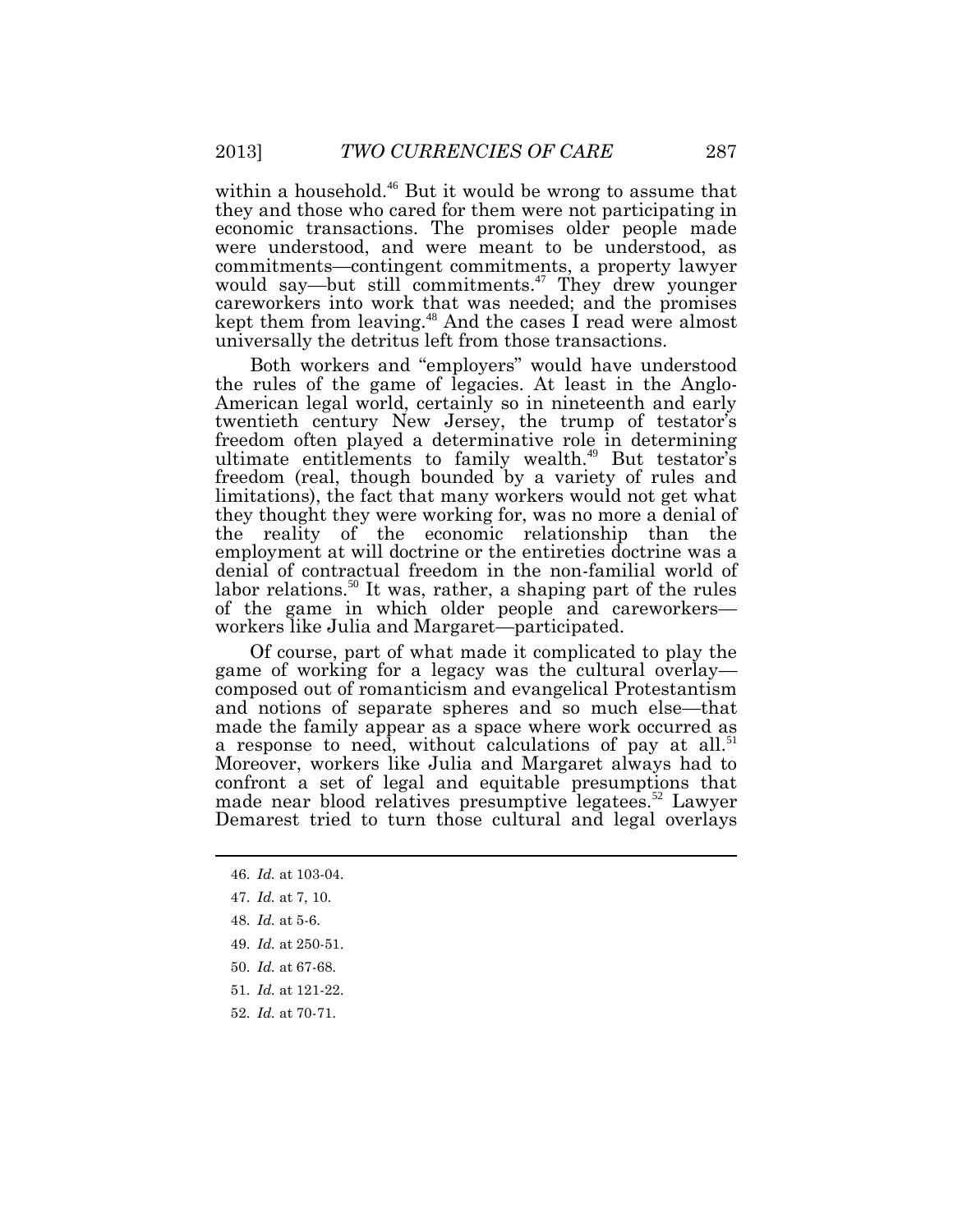within a household.[46] But it would be wrong to assume that they and those who cared for them were not participating in economic transactions. The promises older people made were understood, and were meant to be understood, as commitments—contingent commitments, a property lawyer would say—but still commitments.[47] They drew younger careworkers into work that was needed; and the promises kept them from leaving.[48] And the cases I read were almost universally the detritus left from those transactions.

Both workers and "employers" would have understood the rules of the game of legacies. At least in the Anglo-American legal world, certainly so in nineteenth and early twentieth century New Jersey, the trump of testator's freedom often played a determinative role in determining ultimate entitlements to family wealth.[49] But testator's freedom (real, though bounded by a variety of rules and limitations), the fact that many workers would not get what they thought they were working for, was no more a denial of the reality of the economic relationship than the employment at will doctrine or the entireties doctrine was a denial of contractual freedom in the non-familial world of labor relations.[50] It was, rather, a shaping part of the rules of the game in which older people and careworkers—workers like Julia and Margaret—participated.

Of course, part of what made it complicated to play the game of working for a legacy was the cultural overlay—composed out of romanticism and evangelical Protestantism and notions of separate spheres and so much else—that made the family appear as a space where work occurred as a response to need, without calculations of pay at all.[51] Moreover, workers like Julia and Margaret always had to confront a set of legal and equitable presumptions that made near blood relatives presumptive legatees.[52] Lawyer Demarest tried to turn those cultural and legal overlays

---

46. *Id.* at 103-04.

47. *Id.* at 7, 10.

48. *Id.* at 5-6.

49. *Id.* at 250-51.

50. *Id.* at 67-68.

51. *Id.* at 121-22.

52. *Id.* at 70-71.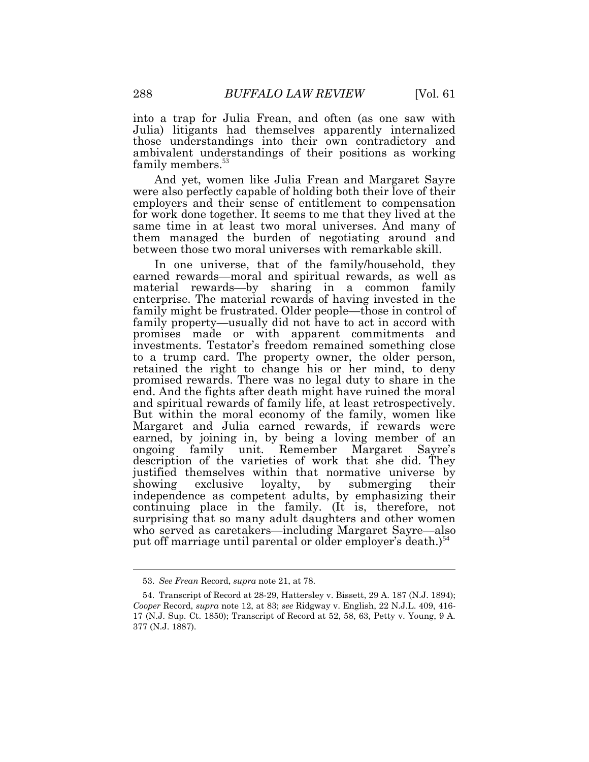into a trap for Julia Frean, and often (as one saw with Julia) litigants had themselves apparently internalized those understandings into their own contradictory and ambivalent understandings of their positions as working family members.[53]

And yet, women like Julia Frean and Margaret Sayre were also perfectly capable of holding both their love of their employers and their sense of entitlement to compensation for work done together. It seems to me that they lived at the same time in at least two moral universes. And many of them managed the burden of negotiating around and between those two moral universes with remarkable skill.

In one universe, that of the family/household, they earned rewards—moral and spiritual rewards, as well as material rewards—by sharing in a common family enterprise. The material rewards of having invested in the family might be frustrated. Older people—those in control of family property—usually did not have to act in accord with promises made or with apparent commitments and investments. Testator's freedom remained something close to a trump card. The property owner, the older person, retained the right to change his or her mind, to deny promised rewards. There was no legal duty to share in the end. And the fights after death might have ruined the moral and spiritual rewards of family life, at least retrospectively. But within the moral economy of the family, women like Margaret and Julia earned rewards, if rewards were earned, by joining in, by being a loving member of an ongoing family unit. Remember Margaret Sayre's description of the varieties of work that she did. They justified themselves within that normative universe by showing exclusive loyalty, by submerging their independence as competent adults, by emphasizing their continuing place in the family. (It is, therefore, not surprising that so many adult daughters and other women who served as caretakers—including Margaret Sayre—also put off marriage until parental or older employer's death.)[54]

---

53. *See Frean* Record, *supra* note 21, at 78.

54. Transcript of Record at 28-29, Hattersley v. Bissett, 29 A. 187 (N.J. 1894); *Cooper* Record, *supra* note 12, at 83; *see* Ridgway v. English, 22 N.J.L. 409, 416-17 (N.J. Sup. Ct. 1850); Transcript of Record at 52, 58, 63, Petty v. Young, 9 A. 377 (N.J. 1887).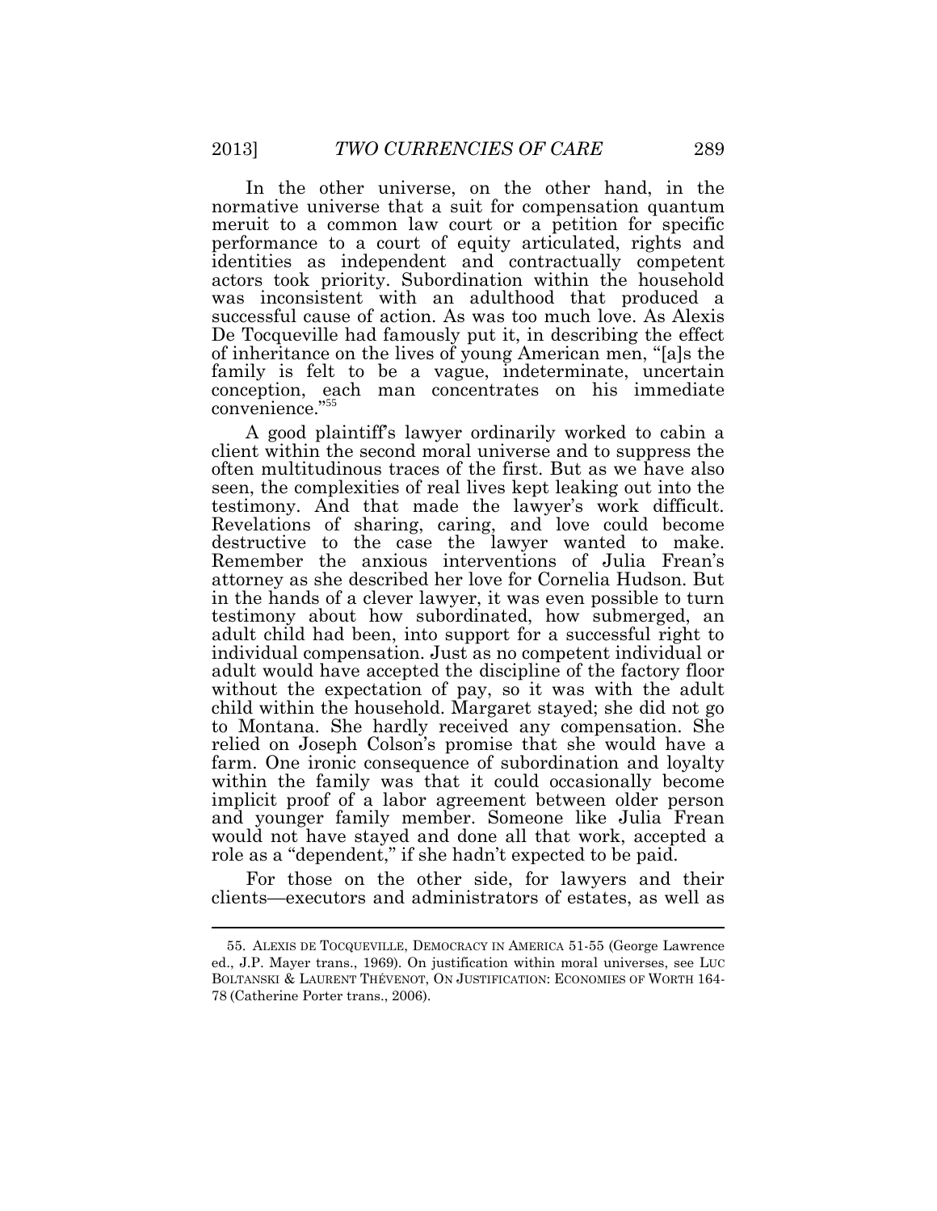In the other universe, on the other hand, in the normative universe that a suit for compensation quantum meruit to a common law court or a petition for specific performance to a court of equity articulated, rights and identities as independent and contractually competent actors took priority. Subordination within the household was inconsistent with an adulthood that produced a successful cause of action. As was too much love. As Alexis De Tocqueville had famously put it, in describing the effect of inheritance on the lives of young American men, "[a]s the family is felt to be a vague, indeterminate, uncertain conception, each man concentrates on his immediate convenience."[55]

A good plaintiff's lawyer ordinarily worked to cabin a client within the second moral universe and to suppress the often multitudinous traces of the first. But as we have also seen, the complexities of real lives kept leaking out into the testimony. And that made the lawyer's work difficult. Revelations of sharing, caring, and love could become destructive to the case the lawyer wanted to make. Remember the anxious interventions of Julia Frean's attorney as she described her love for Cornelia Hudson. But in the hands of a clever lawyer, it was even possible to turn testimony about how subordinated, how submerged, an adult child had been, into support for a successful right to individual compensation. Just as no competent individual or adult would have accepted the discipline of the factory floor without the expectation of pay, so it was with the adult child within the household. Margaret stayed; she did not go to Montana. She hardly received any compensation. She relied on Joseph Colson's promise that she would have a farm. One ironic consequence of subordination and loyalty within the family was that it could occasionally become implicit proof of a labor agreement between older person and younger family member. Someone like Julia Frean would not have stayed and done all that work, accepted a role as a "dependent," if she hadn't expected to be paid.

For those on the other side, for lawyers and their clients—executors and administrators of estates, as well as

---

55. ALEXIS DE TOCQUEVILLE, DEMOCRACY IN AMERICA 51-55 (George Lawrence ed., J.P. Mayer trans., 1969). On justification within moral universes, see LUC BOLTANSKI & LAURENT THÉVENOT, ON JUSTIFICATION: ECONOMIES OF WORTH 164-78 (Catherine Porter trans., 2006).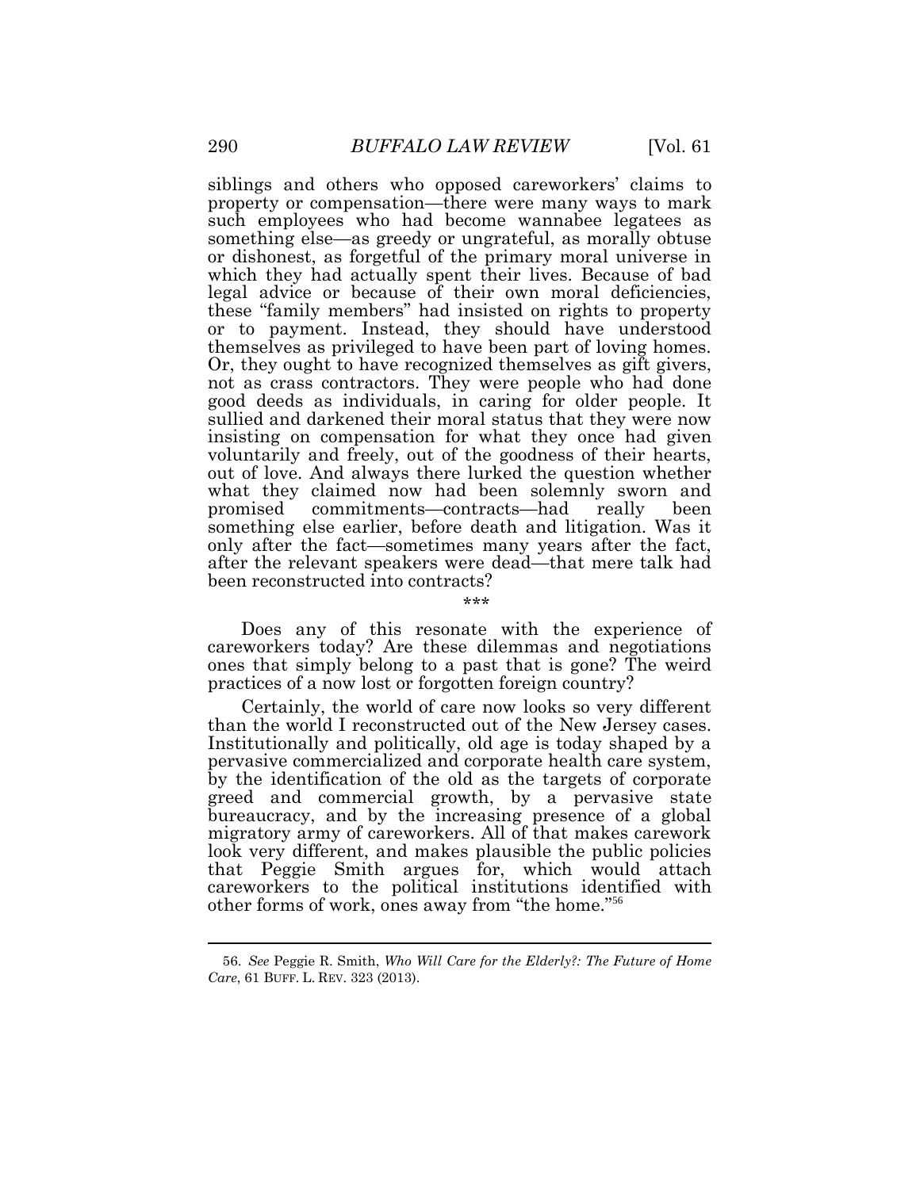siblings and others who opposed careworkers' claims to property or compensation—there were many ways to mark such employees who had become wannabee legatees as something else—as greedy or ungrateful, as morally obtuse or dishonest, as forgetful of the primary moral universe in which they had actually spent their lives. Because of bad legal advice or because of their own moral deficiencies, these "family members" had insisted on rights to property or to payment. Instead, they should have understood themselves as privileged to have been part of loving homes. Or, they ought to have recognized themselves as gift givers, not as crass contractors. They were people who had done good deeds as individuals, in caring for older people. It sullied and darkened their moral status that they were now insisting on compensation for what they once had given voluntarily and freely, out of the goodness of their hearts, out of love. And always there lurked the question whether what they claimed now had been solemnly sworn and promised commitments—contracts—had really been something else earlier, before death and litigation. Was it only after the fact—sometimes many years after the fact, after the relevant speakers were dead—that mere talk had been reconstructed into contracts?

\*\*\*

Does any of this resonate with the experience of careworkers today? Are these dilemmas and negotiations ones that simply belong to a past that is gone? The weird practices of a now lost or forgotten foreign country?

Certainly, the world of care now looks so very different than the world I reconstructed out of the New Jersey cases. Institutionally and politically, old age is today shaped by a pervasive commercialized and corporate health care system, by the identification of the old as the targets of corporate greed and commercial growth, by a pervasive state bureaucracy, and by the increasing presence of a global migratory army of careworkers. All of that makes carework look very different, and makes plausible the public policies that Peggie Smith argues for, which would attach careworkers to the political institutions identified with other forms of work, ones away from "the home."[56]

---

56. *See* Peggie R. Smith, *Who Will Care for the Elderly?: The Future of Home Care*, 61 BUFF. L. REV. 323 (2013).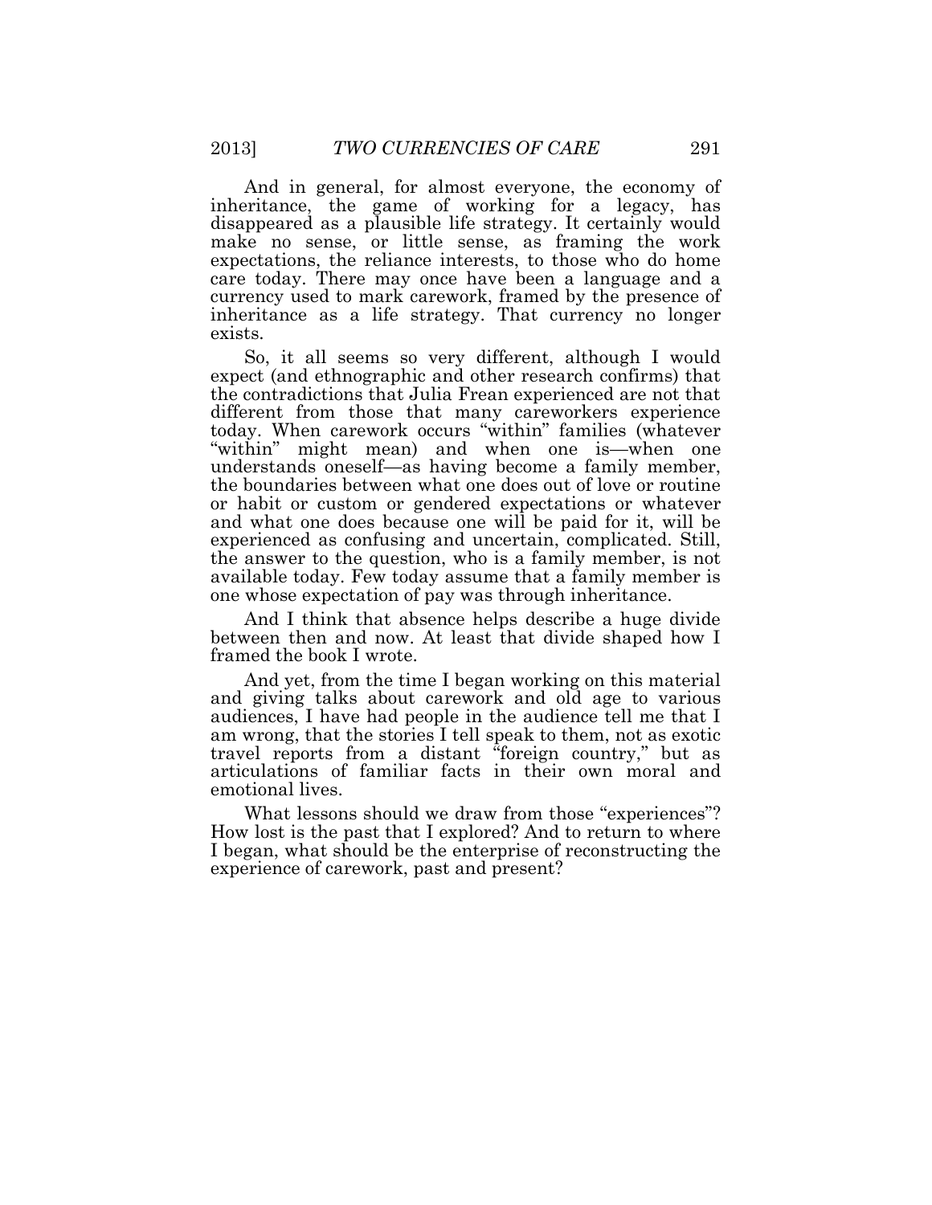And in general, for almost everyone, the economy of inheritance, the game of working for a legacy, has disappeared as a plausible life strategy. It certainly would make no sense, or little sense, as framing the work expectations, the reliance interests, to those who do home care today. There may once have been a language and a currency used to mark carework, framed by the presence of inheritance as a life strategy. That currency no longer exists.

So, it all seems so very different, although I would expect (and ethnographic and other research confirms) that the contradictions that Julia Frean experienced are not that different from those that many careworkers experience today. When carework occurs "within" families (whatever "within" might mean) and when one is—when one understands oneself—as having become a family member, the boundaries between what one does out of love or routine or habit or custom or gendered expectations or whatever and what one does because one will be paid for it, will be experienced as confusing and uncertain, complicated. Still, the answer to the question, who is a family member, is not available today. Few today assume that a family member is one whose expectation of pay was through inheritance.

And I think that absence helps describe a huge divide between then and now. At least that divide shaped how I framed the book I wrote.

And yet, from the time I began working on this material and giving talks about carework and old age to various audiences, I have had people in the audience tell me that I am wrong, that the stories I tell speak to them, not as exotic travel reports from a distant "foreign country," but as articulations of familiar facts in their own moral and emotional lives.

What lessons should we draw from those "experiences"? How lost is the past that I explored? And to return to where I began, what should be the enterprise of reconstructing the experience of carework, past and present?